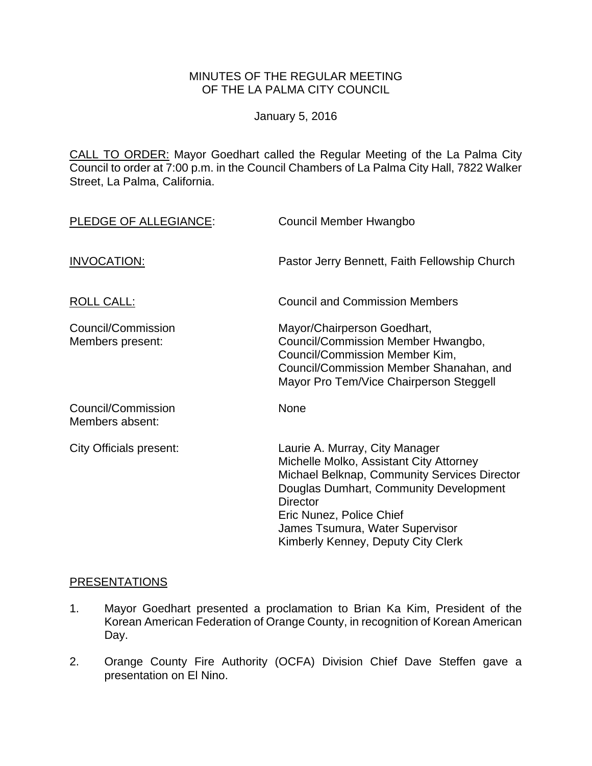# MINUTES OF THE REGULAR MEETING OF THE LA PALMA CITY COUNCIL

January 5, 2016

CALL TO ORDER: Mayor Goedhart called the Regular Meeting of the La Palma City Council to order at 7:00 p.m. in the Council Chambers of La Palma City Hall, 7822 Walker Street, La Palma, California.

| | |
|---|---|
| PLEDGE OF ALLEGIANCE: | Council Member Hwangbo |
| INVOCATION: | Pastor Jerry Bennett, Faith Fellowship Church |
| ROLL CALL: | Council and Commission Members |
| Council/Commission Members present: | Mayor/Chairperson Goedhart, Council/Commission Member Hwangbo, Council/Commission Member Kim, Council/Commission Member Shanahan, and Mayor Pro Tem/Vice Chairperson Steggell |
| Council/Commission Members absent: | None |
| City Officials present: | Laurie A. Murray, City Manager<br>Michelle Molko, Assistant City Attorney<br>Michael Belknap, Community Services Director<br>Douglas Dumhart, Community Development Director<br>Eric Nunez, Police Chief<br>James Tsumura, Water Supervisor<br>Kimberly Kenney, Deputy City Clerk |

## PRESENTATIONS

1. Mayor Goedhart presented a proclamation to Brian Ka Kim, President of the Korean American Federation of Orange County, in recognition of Korean American Day.

2. Orange County Fire Authority (OCFA) Division Chief Dave Steffen gave a presentation on El Nino.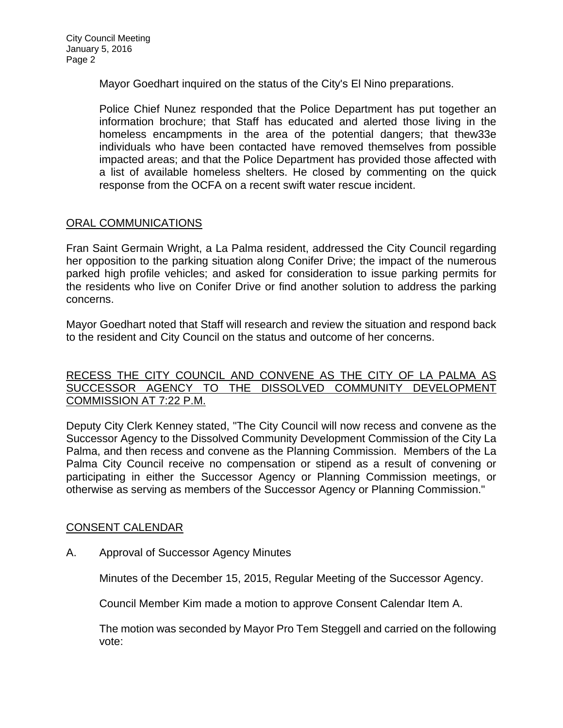Mayor Goedhart inquired on the status of the City's El Nino preparations.

Police Chief Nunez responded that the Police Department has put together an information brochure; that Staff has educated and alerted those living in the homeless encampments in the area of the potential dangers; that thew33e individuals who have been contacted have removed themselves from possible impacted areas; and that the Police Department has provided those affected with a list of available homeless shelters. He closed by commenting on the quick response from the OCFA on a recent swift water rescue incident.

## ORAL COMMUNICATIONS

Fran Saint Germain Wright, a La Palma resident, addressed the City Council regarding her opposition to the parking situation along Conifer Drive; the impact of the numerous parked high profile vehicles; and asked for consideration to issue parking permits for the residents who live on Conifer Drive or find another solution to address the parking concerns.

Mayor Goedhart noted that Staff will research and review the situation and respond back to the resident and City Council on the status and outcome of her concerns.

## RECESS THE CITY COUNCIL AND CONVENE AS THE CITY OF LA PALMA AS SUCCESSOR AGENCY TO THE DISSOLVED COMMUNITY DEVELOPMENT COMMISSION AT 7:22 P.M.

Deputy City Clerk Kenney stated, "The City Council will now recess and convene as the Successor Agency to the Dissolved Community Development Commission of the City La Palma, and then recess and convene as the Planning Commission. Members of the La Palma City Council receive no compensation or stipend as a result of convening or participating in either the Successor Agency or Planning Commission meetings, or otherwise as serving as members of the Successor Agency or Planning Commission."

## CONSENT CALENDAR

A. Approval of Successor Agency Minutes

Minutes of the December 15, 2015, Regular Meeting of the Successor Agency.

Council Member Kim made a motion to approve Consent Calendar Item A.

The motion was seconded by Mayor Pro Tem Steggell and carried on the following vote: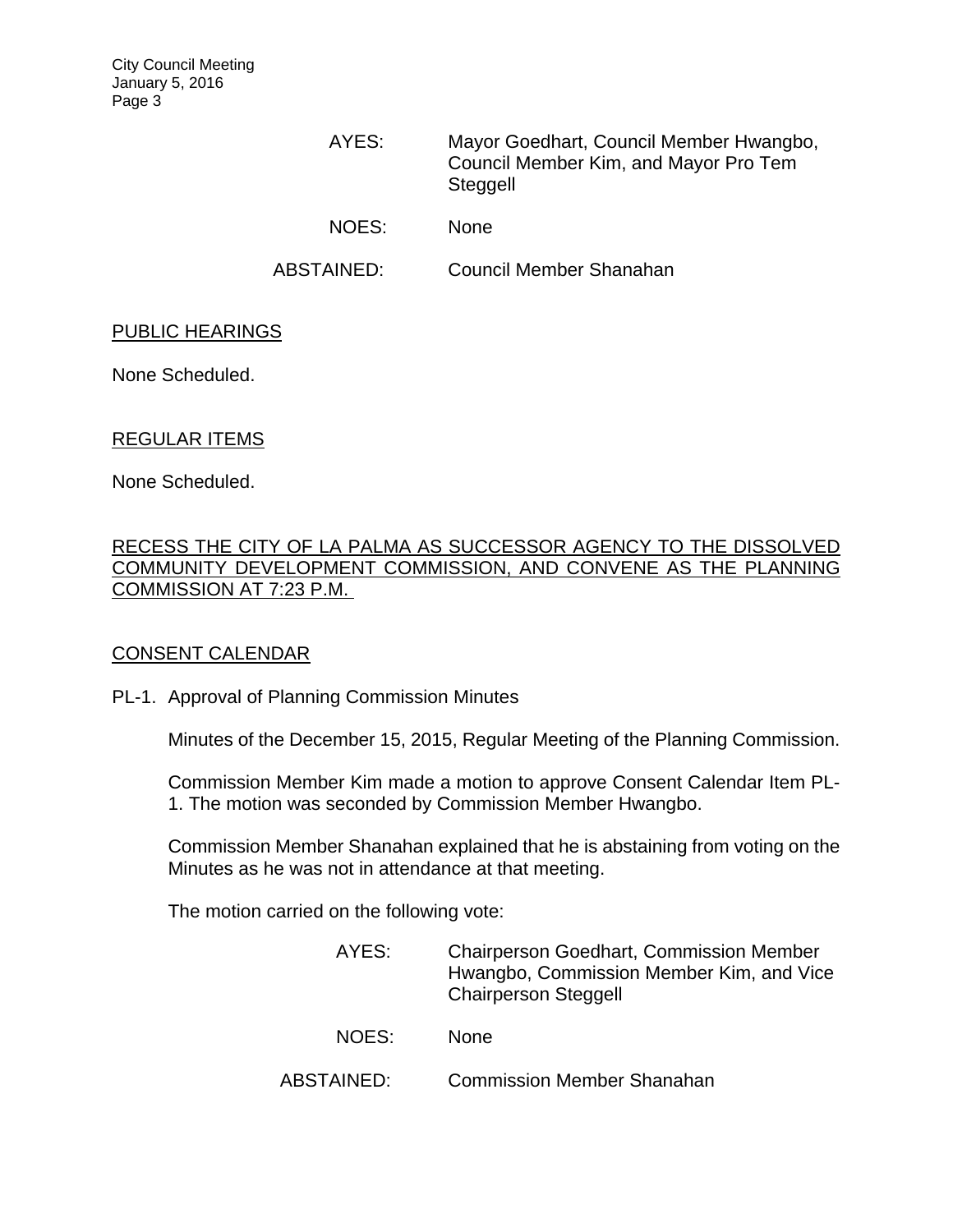AYES: Mayor Goedhart, Council Member Hwangbo, Council Member Kim, and Mayor Pro Tem Steggell

NOES: None

ABSTAINED: Council Member Shanahan

PUBLIC HEARINGS

None Scheduled.

REGULAR ITEMS

None Scheduled.

RECESS THE CITY OF LA PALMA AS SUCCESSOR AGENCY TO THE DISSOLVED COMMUNITY DEVELOPMENT COMMISSION, AND CONVENE AS THE PLANNING COMMISSION AT 7:23 P.M.

CONSENT CALENDAR

PL-1. Approval of Planning Commission Minutes

Minutes of the December 15, 2015, Regular Meeting of the Planning Commission.

Commission Member Kim made a motion to approve Consent Calendar Item PL-1. The motion was seconded by Commission Member Hwangbo.

Commission Member Shanahan explained that he is abstaining from voting on the Minutes as he was not in attendance at that meeting.

The motion carried on the following vote:

AYES: Chairperson Goedhart, Commission Member Hwangbo, Commission Member Kim, and Vice Chairperson Steggell

NOES: None

ABSTAINED: Commission Member Shanahan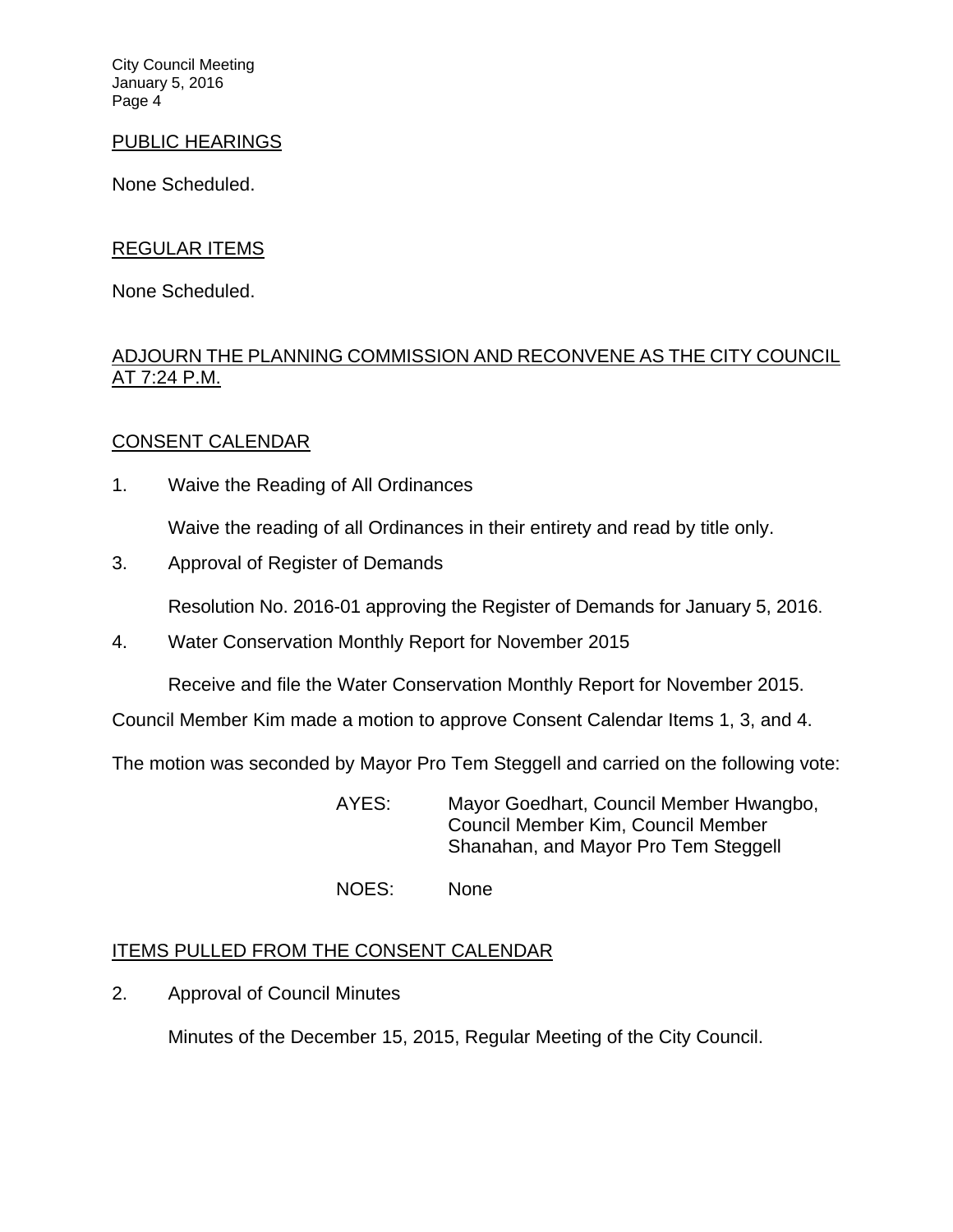## PUBLIC HEARINGS

None Scheduled.

## REGULAR ITEMS

None Scheduled.

## ADJOURN THE PLANNING COMMISSION AND RECONVENE AS THE CITY COUNCIL AT 7:24 P.M.

## CONSENT CALENDAR

1. Waive the Reading of All Ordinances

   Waive the reading of all Ordinances in their entirety and read by title only.

3. Approval of Register of Demands

   Resolution No. 2016-01 approving the Register of Demands for January 5, 2016.

4. Water Conservation Monthly Report for November 2015

   Receive and file the Water Conservation Monthly Report for November 2015.

Council Member Kim made a motion to approve Consent Calendar Items 1, 3, and 4.

The motion was seconded by Mayor Pro Tem Steggell and carried on the following vote:

AYES: Mayor Goedhart, Council Member Hwangbo, Council Member Kim, Council Member Shanahan, and Mayor Pro Tem Steggell

NOES: None

## ITEMS PULLED FROM THE CONSENT CALENDAR

2. Approval of Council Minutes

   Minutes of the December 15, 2015, Regular Meeting of the City Council.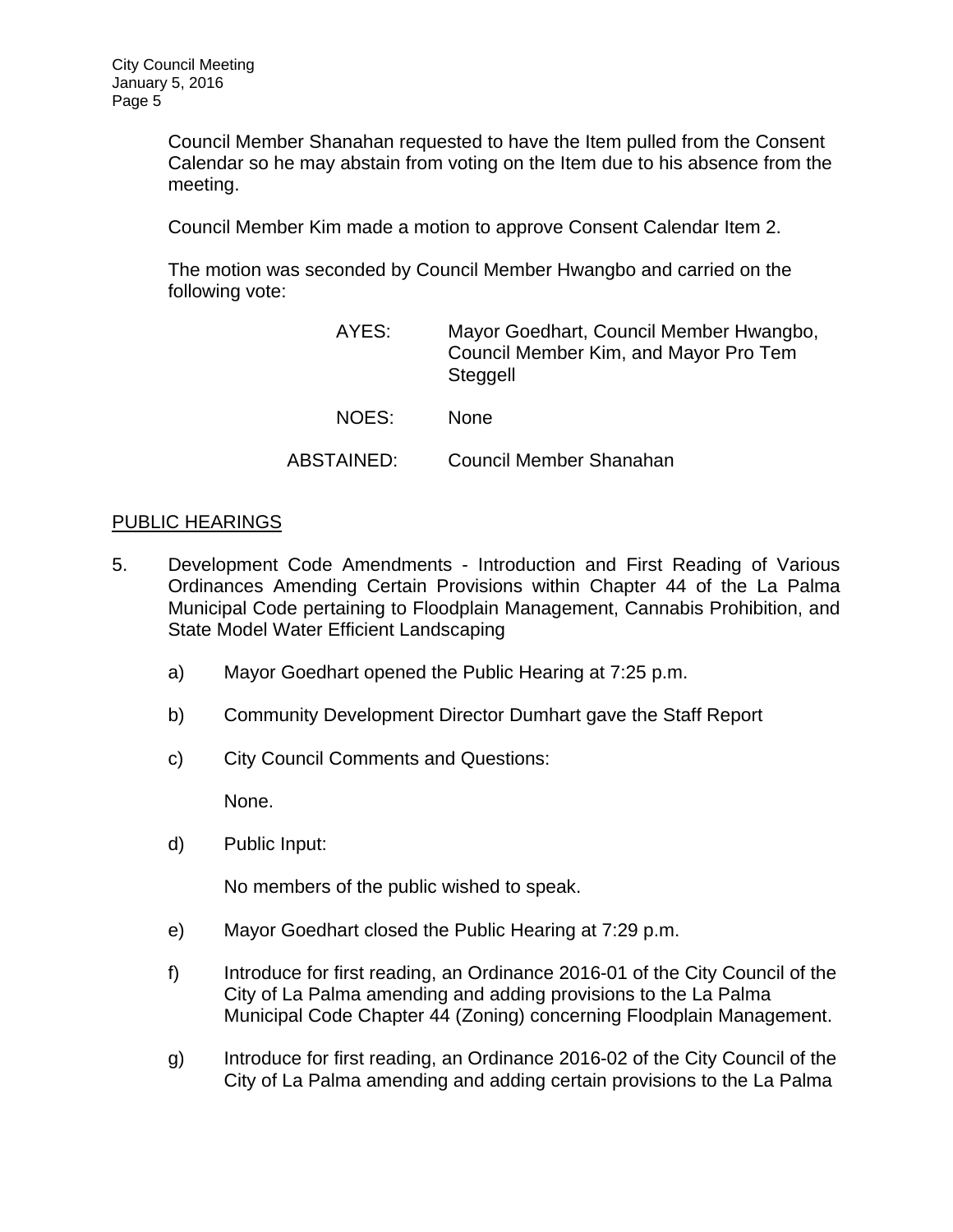Council Member Shanahan requested to have the Item pulled from the Consent Calendar so he may abstain from voting on the Item due to his absence from the meeting.

Council Member Kim made a motion to approve Consent Calendar Item 2.

The motion was seconded by Council Member Hwangbo and carried on the following vote:

AYES: Mayor Goedhart, Council Member Hwangbo, Council Member Kim, and Mayor Pro Tem Steggell

NOES: None

ABSTAINED: Council Member Shanahan

## PUBLIC HEARINGS

5. Development Code Amendments - Introduction and First Reading of Various Ordinances Amending Certain Provisions within Chapter 44 of the La Palma Municipal Code pertaining to Floodplain Management, Cannabis Prohibition, and State Model Water Efficient Landscaping

   a) Mayor Goedhart opened the Public Hearing at 7:25 p.m.

   b) Community Development Director Dumhart gave the Staff Report

   c) City Council Comments and Questions:

      None.

   d) Public Input:

      No members of the public wished to speak.

   e) Mayor Goedhart closed the Public Hearing at 7:29 p.m.

   f) Introduce for first reading, an Ordinance 2016-01 of the City Council of the City of La Palma amending and adding provisions to the La Palma Municipal Code Chapter 44 (Zoning) concerning Floodplain Management.

   g) Introduce for first reading, an Ordinance 2016-02 of the City Council of the City of La Palma amending and adding certain provisions to the La Palma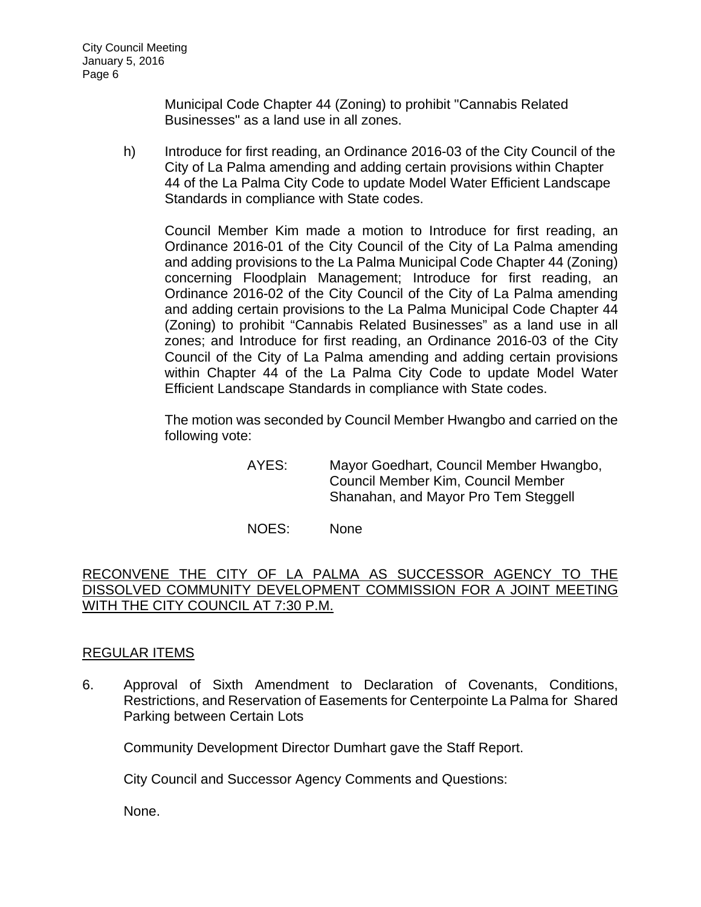Municipal Code Chapter 44 (Zoning) to prohibit "Cannabis Related Businesses" as a land use in all zones.

h) Introduce for first reading, an Ordinance 2016-03 of the City Council of the City of La Palma amending and adding certain provisions within Chapter 44 of the La Palma City Code to update Model Water Efficient Landscape Standards in compliance with State codes.

Council Member Kim made a motion to Introduce for first reading, an Ordinance 2016-01 of the City Council of the City of La Palma amending and adding provisions to the La Palma Municipal Code Chapter 44 (Zoning) concerning Floodplain Management; Introduce for first reading, an Ordinance 2016-02 of the City Council of the City of La Palma amending and adding certain provisions to the La Palma Municipal Code Chapter 44 (Zoning) to prohibit "Cannabis Related Businesses" as a land use in all zones; and Introduce for first reading, an Ordinance 2016-03 of the City Council of the City of La Palma amending and adding certain provisions within Chapter 44 of the La Palma City Code to update Model Water Efficient Landscape Standards in compliance with State codes.

The motion was seconded by Council Member Hwangbo and carried on the following vote:

AYES: Mayor Goedhart, Council Member Hwangbo, Council Member Kim, Council Member Shanahan, and Mayor Pro Tem Steggell

NOES: None

RECONVENE THE CITY OF LA PALMA AS SUCCESSOR AGENCY TO THE DISSOLVED COMMUNITY DEVELOPMENT COMMISSION FOR A JOINT MEETING WITH THE CITY COUNCIL AT 7:30 P.M.

REGULAR ITEMS

6. Approval of Sixth Amendment to Declaration of Covenants, Conditions, Restrictions, and Reservation of Easements for Centerpointe La Palma for Shared Parking between Certain Lots

Community Development Director Dumhart gave the Staff Report.

City Council and Successor Agency Comments and Questions:

None.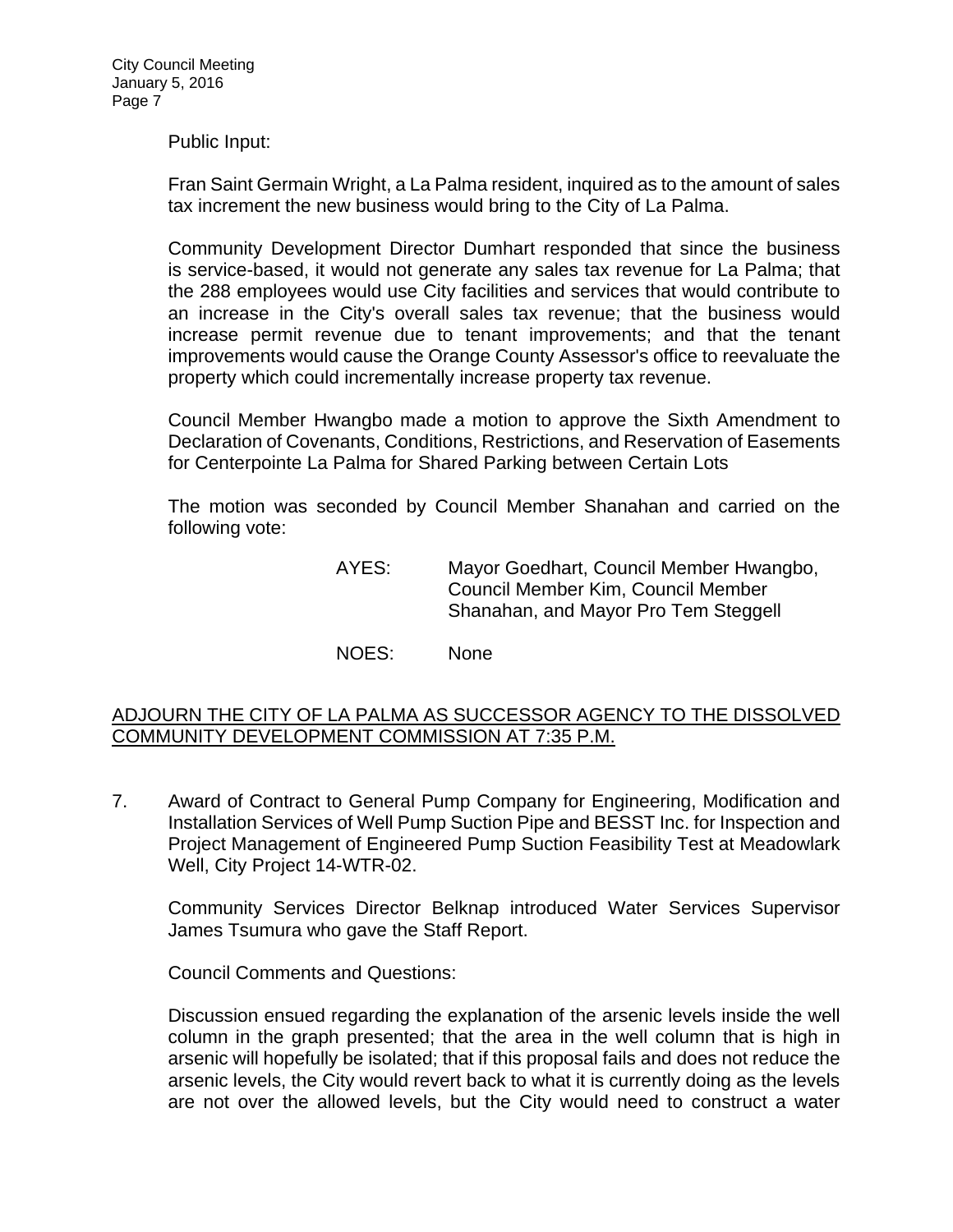Public Input:

Fran Saint Germain Wright, a La Palma resident, inquired as to the amount of sales tax increment the new business would bring to the City of La Palma.

Community Development Director Dumhart responded that since the business is service-based, it would not generate any sales tax revenue for La Palma; that the 288 employees would use City facilities and services that would contribute to an increase in the City's overall sales tax revenue; that the business would increase permit revenue due to tenant improvements; and that the tenant improvements would cause the Orange County Assessor's office to reevaluate the property which could incrementally increase property tax revenue.

Council Member Hwangbo made a motion to approve the Sixth Amendment to Declaration of Covenants, Conditions, Restrictions, and Reservation of Easements for Centerpointe La Palma for Shared Parking between Certain Lots

The motion was seconded by Council Member Shanahan and carried on the following vote:

AYES: Mayor Goedhart, Council Member Hwangbo, Council Member Kim, Council Member Shanahan, and Mayor Pro Tem Steggell

NOES: None

<u>ADJOURN THE CITY OF LA PALMA AS SUCCESSOR AGENCY TO THE DISSOLVED COMMUNITY DEVELOPMENT COMMISSION AT 7:35 P.M.</u>

7. Award of Contract to General Pump Company for Engineering, Modification and Installation Services of Well Pump Suction Pipe and BESST Inc. for Inspection and Project Management of Engineered Pump Suction Feasibility Test at Meadowlark Well, City Project 14-WTR-02.

   Community Services Director Belknap introduced Water Services Supervisor James Tsumura who gave the Staff Report.

   Council Comments and Questions:

   Discussion ensued regarding the explanation of the arsenic levels inside the well column in the graph presented; that the area in the well column that is high in arsenic will hopefully be isolated; that if this proposal fails and does not reduce the arsenic levels, the City would revert back to what it is currently doing as the levels are not over the allowed levels, but the City would need to construct a water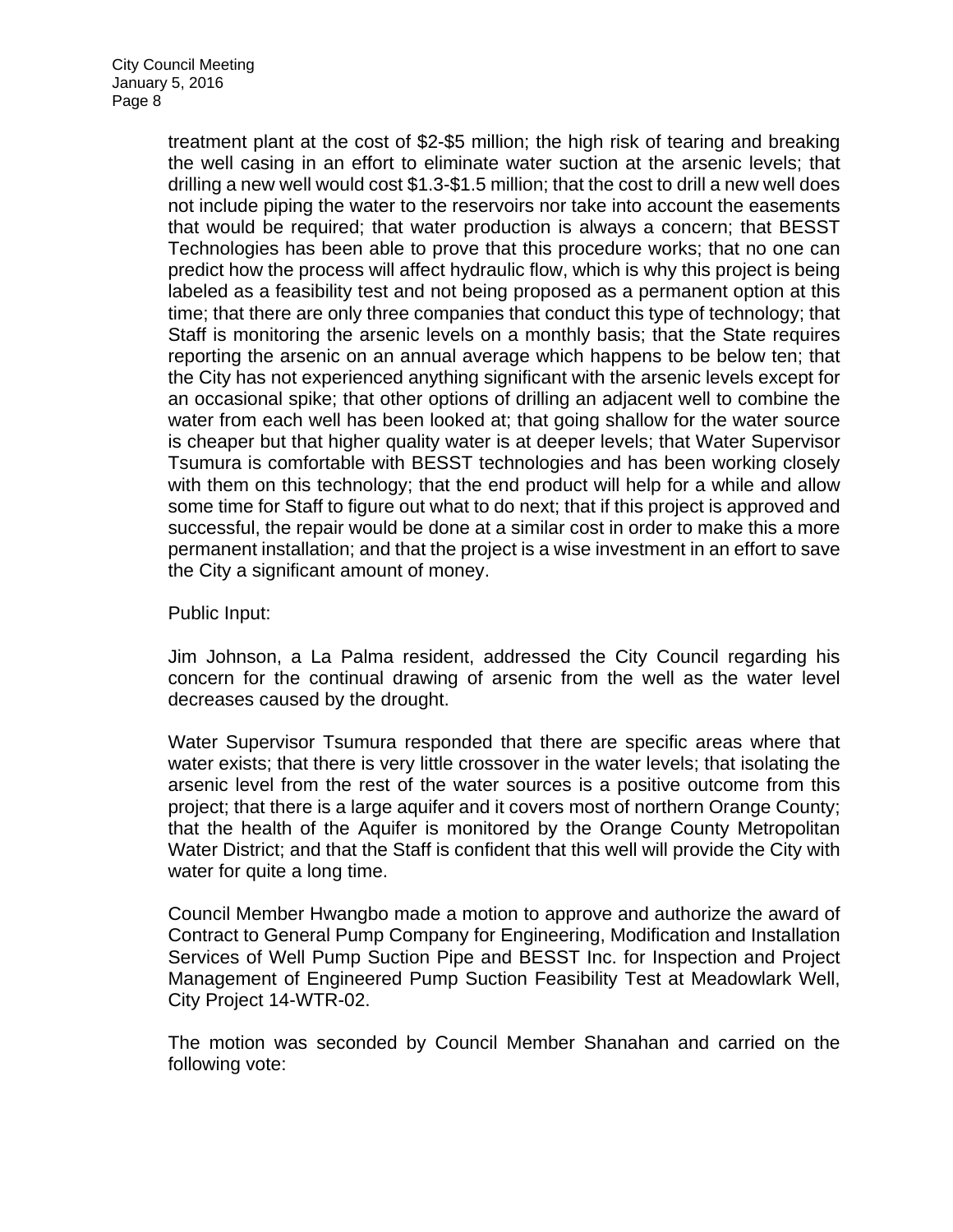treatment plant at the cost of $2-$5 million; the high risk of tearing and breaking the well casing in an effort to eliminate water suction at the arsenic levels; that drilling a new well would cost $1.3-$1.5 million; that the cost to drill a new well does not include piping the water to the reservoirs nor take into account the easements that would be required; that water production is always a concern; that BESST Technologies has been able to prove that this procedure works; that no one can predict how the process will affect hydraulic flow, which is why this project is being labeled as a feasibility test and not being proposed as a permanent option at this time; that there are only three companies that conduct this type of technology; that Staff is monitoring the arsenic levels on a monthly basis; that the State requires reporting the arsenic on an annual average which happens to be below ten; that the City has not experienced anything significant with the arsenic levels except for an occasional spike; that other options of drilling an adjacent well to combine the water from each well has been looked at; that going shallow for the water source is cheaper but that higher quality water is at deeper levels; that Water Supervisor Tsumura is comfortable with BESST technologies and has been working closely with them on this technology; that the end product will help for a while and allow some time for Staff to figure out what to do next; that if this project is approved and successful, the repair would be done at a similar cost in order to make this a more permanent installation; and that the project is a wise investment in an effort to save the City a significant amount of money.

Public Input:

Jim Johnson, a La Palma resident, addressed the City Council regarding his concern for the continual drawing of arsenic from the well as the water level decreases caused by the drought.

Water Supervisor Tsumura responded that there are specific areas where that water exists; that there is very little crossover in the water levels; that isolating the arsenic level from the rest of the water sources is a positive outcome from this project; that there is a large aquifer and it covers most of northern Orange County; that the health of the Aquifer is monitored by the Orange County Metropolitan Water District; and that the Staff is confident that this well will provide the City with water for quite a long time.

Council Member Hwangbo made a motion to approve and authorize the award of Contract to General Pump Company for Engineering, Modification and Installation Services of Well Pump Suction Pipe and BESST Inc. for Inspection and Project Management of Engineered Pump Suction Feasibility Test at Meadowlark Well, City Project 14-WTR-02.

The motion was seconded by Council Member Shanahan and carried on the following vote: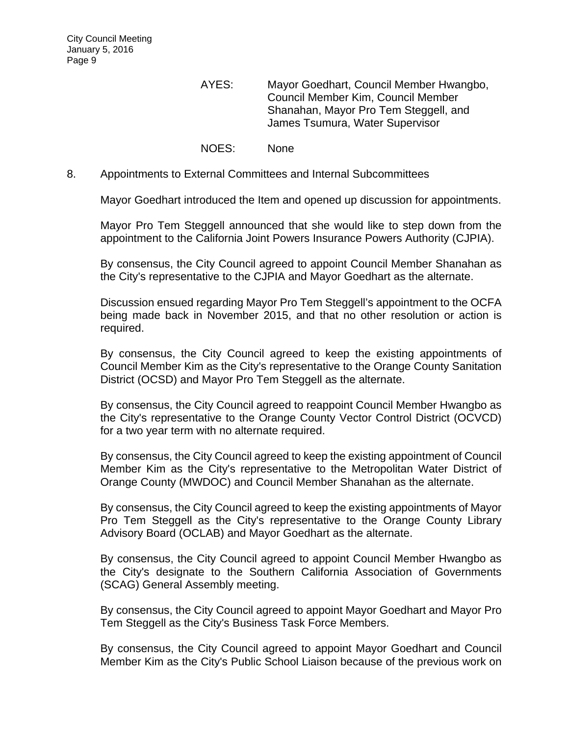AYES: Mayor Goedhart, Council Member Hwangbo, Council Member Kim, Council Member Shanahan, Mayor Pro Tem Steggell, and James Tsumura, Water Supervisor

NOES: None

8. Appointments to External Committees and Internal Subcommittees

Mayor Goedhart introduced the Item and opened up discussion for appointments.

Mayor Pro Tem Steggell announced that she would like to step down from the appointment to the California Joint Powers Insurance Powers Authority (CJPIA).

By consensus, the City Council agreed to appoint Council Member Shanahan as the City's representative to the CJPIA and Mayor Goedhart as the alternate.

Discussion ensued regarding Mayor Pro Tem Steggell's appointment to the OCFA being made back in November 2015, and that no other resolution or action is required.

By consensus, the City Council agreed to keep the existing appointments of Council Member Kim as the City's representative to the Orange County Sanitation District (OCSD) and Mayor Pro Tem Steggell as the alternate.

By consensus, the City Council agreed to reappoint Council Member Hwangbo as the City's representative to the Orange County Vector Control District (OCVCD) for a two year term with no alternate required.

By consensus, the City Council agreed to keep the existing appointment of Council Member Kim as the City's representative to the Metropolitan Water District of Orange County (MWDOC) and Council Member Shanahan as the alternate.

By consensus, the City Council agreed to keep the existing appointments of Mayor Pro Tem Steggell as the City's representative to the Orange County Library Advisory Board (OCLAB) and Mayor Goedhart as the alternate.

By consensus, the City Council agreed to appoint Council Member Hwangbo as the City's designate to the Southern California Association of Governments (SCAG) General Assembly meeting.

By consensus, the City Council agreed to appoint Mayor Goedhart and Mayor Pro Tem Steggell as the City's Business Task Force Members.

By consensus, the City Council agreed to appoint Mayor Goedhart and Council Member Kim as the City's Public School Liaison because of the previous work on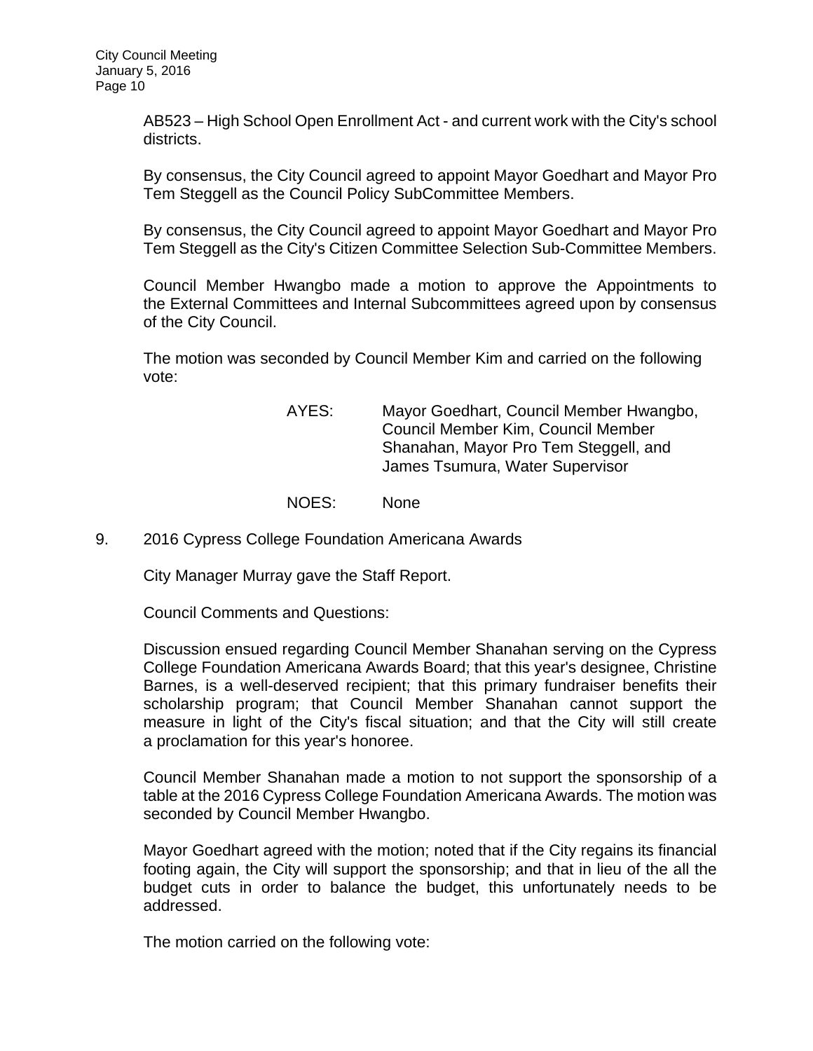AB523 – High School Open Enrollment Act - and current work with the City's school districts.

By consensus, the City Council agreed to appoint Mayor Goedhart and Mayor Pro Tem Steggell as the Council Policy SubCommittee Members.

By consensus, the City Council agreed to appoint Mayor Goedhart and Mayor Pro Tem Steggell as the City's Citizen Committee Selection Sub-Committee Members.

Council Member Hwangbo made a motion to approve the Appointments to the External Committees and Internal Subcommittees agreed upon by consensus of the City Council.

The motion was seconded by Council Member Kim and carried on the following vote:

AYES: Mayor Goedhart, Council Member Hwangbo, Council Member Kim, Council Member Shanahan, Mayor Pro Tem Steggell, and James Tsumura, Water Supervisor

NOES: None

9. 2016 Cypress College Foundation Americana Awards

City Manager Murray gave the Staff Report.

Council Comments and Questions:

Discussion ensued regarding Council Member Shanahan serving on the Cypress College Foundation Americana Awards Board; that this year's designee, Christine Barnes, is a well-deserved recipient; that this primary fundraiser benefits their scholarship program; that Council Member Shanahan cannot support the measure in light of the City's fiscal situation; and that the City will still create a proclamation for this year's honoree.

Council Member Shanahan made a motion to not support the sponsorship of a table at the 2016 Cypress College Foundation Americana Awards. The motion was seconded by Council Member Hwangbo.

Mayor Goedhart agreed with the motion; noted that if the City regains its financial footing again, the City will support the sponsorship; and that in lieu of the all the budget cuts in order to balance the budget, this unfortunately needs to be addressed.

The motion carried on the following vote: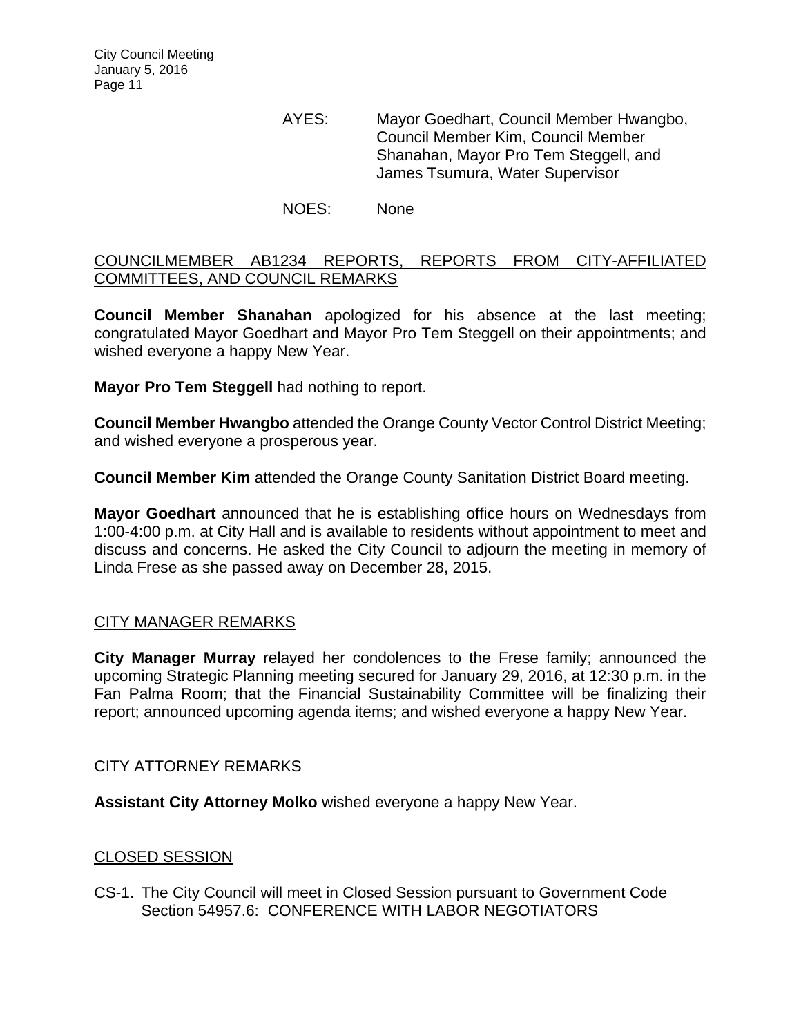AYES: Mayor Goedhart, Council Member Hwangbo, Council Member Kim, Council Member Shanahan, Mayor Pro Tem Steggell, and James Tsumura, Water Supervisor

NOES: None

## COUNCILMEMBER AB1234 REPORTS, REPORTS FROM CITY-AFFILIATED COMMITTEES, AND COUNCIL REMARKS

**Council Member Shanahan** apologized for his absence at the last meeting; congratulated Mayor Goedhart and Mayor Pro Tem Steggell on their appointments; and wished everyone a happy New Year.

**Mayor Pro Tem Steggell** had nothing to report.

**Council Member Hwangbo** attended the Orange County Vector Control District Meeting; and wished everyone a prosperous year.

**Council Member Kim** attended the Orange County Sanitation District Board meeting.

**Mayor Goedhart** announced that he is establishing office hours on Wednesdays from 1:00-4:00 p.m. at City Hall and is available to residents without appointment to meet and discuss and concerns. He asked the City Council to adjourn the meeting in memory of Linda Frese as she passed away on December 28, 2015.

## CITY MANAGER REMARKS

**City Manager Murray** relayed her condolences to the Frese family; announced the upcoming Strategic Planning meeting secured for January 29, 2016, at 12:30 p.m. in the Fan Palma Room; that the Financial Sustainability Committee will be finalizing their report; announced upcoming agenda items; and wished everyone a happy New Year.

## CITY ATTORNEY REMARKS

**Assistant City Attorney Molko** wished everyone a happy New Year.

## CLOSED SESSION

CS-1. The City Council will meet in Closed Session pursuant to Government Code Section 54957.6: CONFERENCE WITH LABOR NEGOTIATORS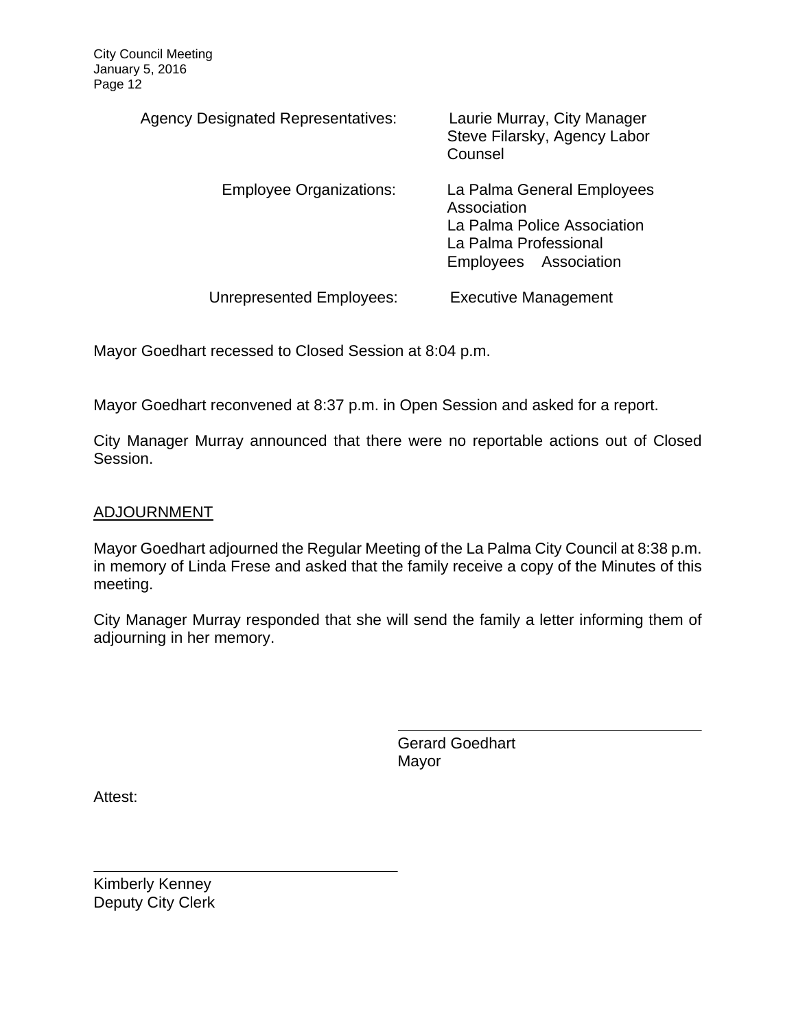| | |
|---|---|
| Agency Designated Representatives: | Laurie Murray, City Manager<br>Steve Filarsky, Agency Labor Counsel |
| Employee Organizations: | La Palma General Employees Association<br>La Palma Police Association<br>La Palma Professional Employees Association |
| Unrepresented Employees: | Executive Management |

Mayor Goedhart recessed to Closed Session at 8:04 p.m.

Mayor Goedhart reconvened at 8:37 p.m. in Open Session and asked for a report.

City Manager Murray announced that there were no reportable actions out of Closed Session.

## ADJOURNMENT

Mayor Goedhart adjourned the Regular Meeting of the La Palma City Council at 8:38 p.m. in memory of Linda Frese and asked that the family receive a copy of the Minutes of this meeting.

City Manager Murray responded that she will send the family a letter informing them of adjourning in her memory.

\_\_\_\_\_\_\_\_\_\_\_\_\_\_\_\_\_\_\_\_\_\_\_\_\_\_\_\_\_\_\_\_\_\_\_\_

Gerard Goedhart
Mayor

Attest:

\_\_\_\_\_\_\_\_\_\_\_\_\_\_\_\_\_\_\_\_\_\_\_\_\_\_\_\_\_\_\_\_\_\_\_\_

Kimberly Kenney
Deputy City Clerk